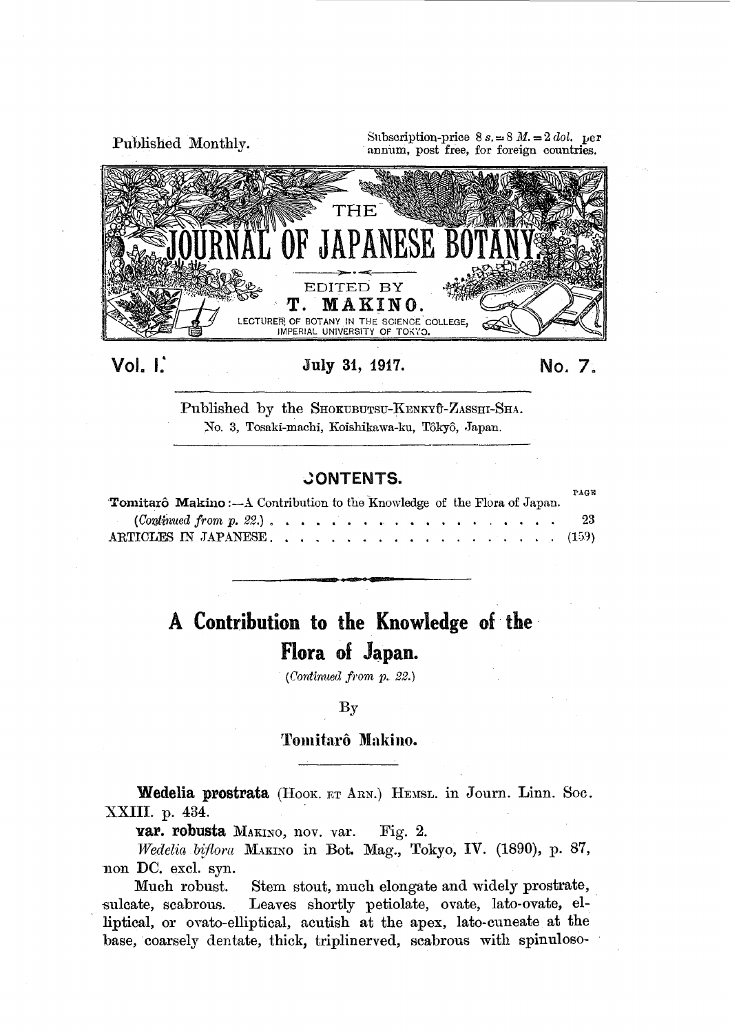Published Monthly.

Subscription-price 8 *s.* = 8 *M.* = 2 *dol.* per annum, post free, for foreign countries.

# THE JOURNAL OF JAPANESE BOTANY

EDITED BY

**T. MAKINO.**

LECTURER OF BOTANY IN THE SCIENCE COLLEGE, IMPERIAL UNIVERSITY OF TOKYO.

**Vol. I.** **July 31, 1917.** **No. 7.**

Published by the SHOKUBUTSU-KENKYÛ-ZASSHI-SHA.
No. 3, Tosaki-machi, Koishikawa-ku, Tôkyô, Japan.

## CONTENTS.

| | PAGE |
|---|---|
| **Tomitarô Makino**:—A Contribution to the Knowledge of the Flora of Japan. (*Continued from p. 22.*) | 23 |
| ARTICLES IN JAPANESE | (159) |

# A Contribution to the Knowledge of the Flora of Japan.

(*Continued from p. 22.*)

By

**Tomitarô Makino.**

**Wedelia prostrata** (HOOK. ET ARN.) HEMSL. in Journ. Linn. Soc. XXIII. p. 434.

**var. robusta** MAKINO, nov. var. Fig. 2.

*Wedelia biflora* MAKINO in Bot. Mag., Tokyo, IV. (1890), p. 87, non DC. excl. syn.

Much robust. Stem stout, much elongate and widely prostrate, sulcate, scabrous. Leaves shortly petiolate, ovate, lato-ovate, elliptical, or ovato-elliptical, acutish at the apex, lato-cuneate at the base, coarsely dentate, thick, triplinerved, scabrous with spinuloso-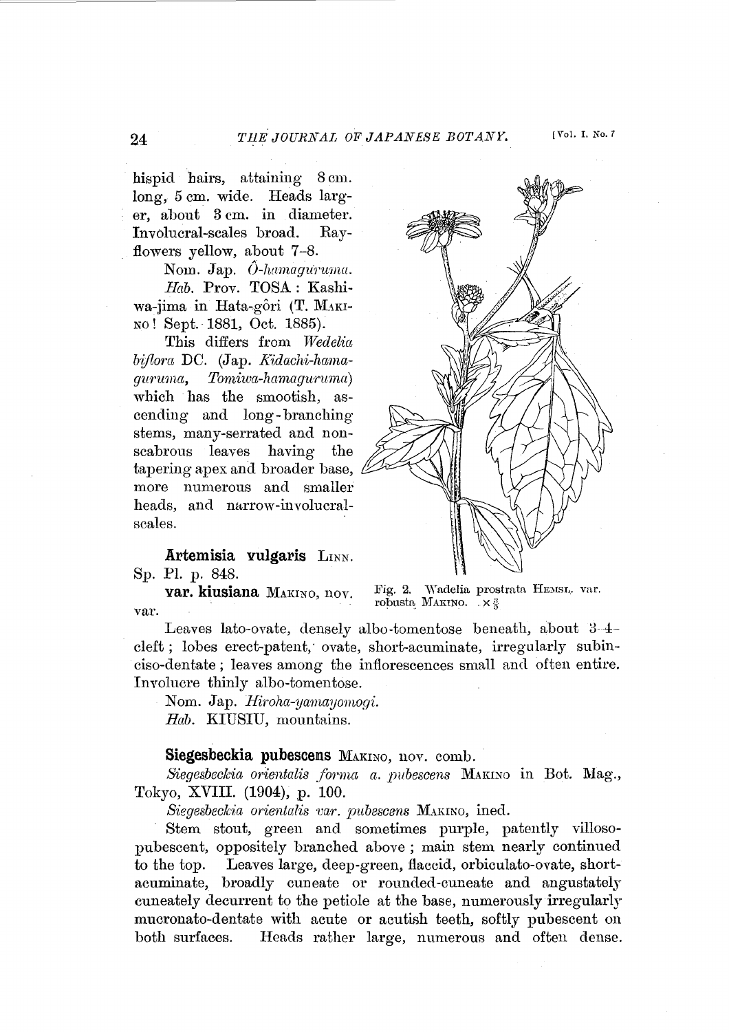hispid hairs, attaining 8 cm. long, 5 cm. wide. Heads larger, about 3 cm. in diameter. Involucral-scales broad. Ray-flowers yellow, about 7–8.

Nom. Jap. *Ô-hamaguruma*.

*Hab.* Prov. TOSA: Kashiwa-jima in Hata-gôri (T. MAKINO! Sept. 1881, Oct. 1885).

This differs from *Wedelia biflora* DC. (Jap. *Kidachi-hamaguruma*, *Tomiwa-hamaguruma*) which has the smootish, ascending and long-branching stems, many-serrated and non-scabrous leaves having the tapering apex and broader base, more numerous and smaller heads, and narrow-involucral-scales.

Fig. 2. Wadelia prostrata HEMSL. var. robusta MAKINO. $\times \frac{2}{3}$

**Artemisia vulgaris** LINN. Sp. Pl. p. 848.

**var. kiusiana** MAKINO, nov. var.

Leaves lato-ovate, densely albo-tomentose beneath, about 3–4-cleft; lobes erect-patent, ovate, short-acuminate, irregularly subinciso-dentate; leaves among the inflorescences small and often entire. Involucre thinly albo-tomentose.

Nom. Jap. *Hiroha-yamayomogi*.

*Hab.* KIUSIU, mountains.

**Siegesbeckia pubescens** MAKINO, nov. comb.

*Siegesbeckia orientalis forma a. pubescens* MAKINO in Bot. Mag., Tokyo, XVIII. (1904), p. 100.

*Siegesbeckia orientalis var. pubescens* MAKINO, ined.

Stem stout, green and sometimes purple, patently villoso-pubescent, oppositely branched above; main stem nearly continued to the top. Leaves large, deep-green, flaccid, orbiculato-ovate, short-acuminate, broadly cuneate or rounded-cuneate and angustately cuneately decurrent to the petiole at the base, numerously irregularly mucronato-dentate with acute or acutish teeth, softly pubescent on both surfaces. Heads rather large, numerous and often dense.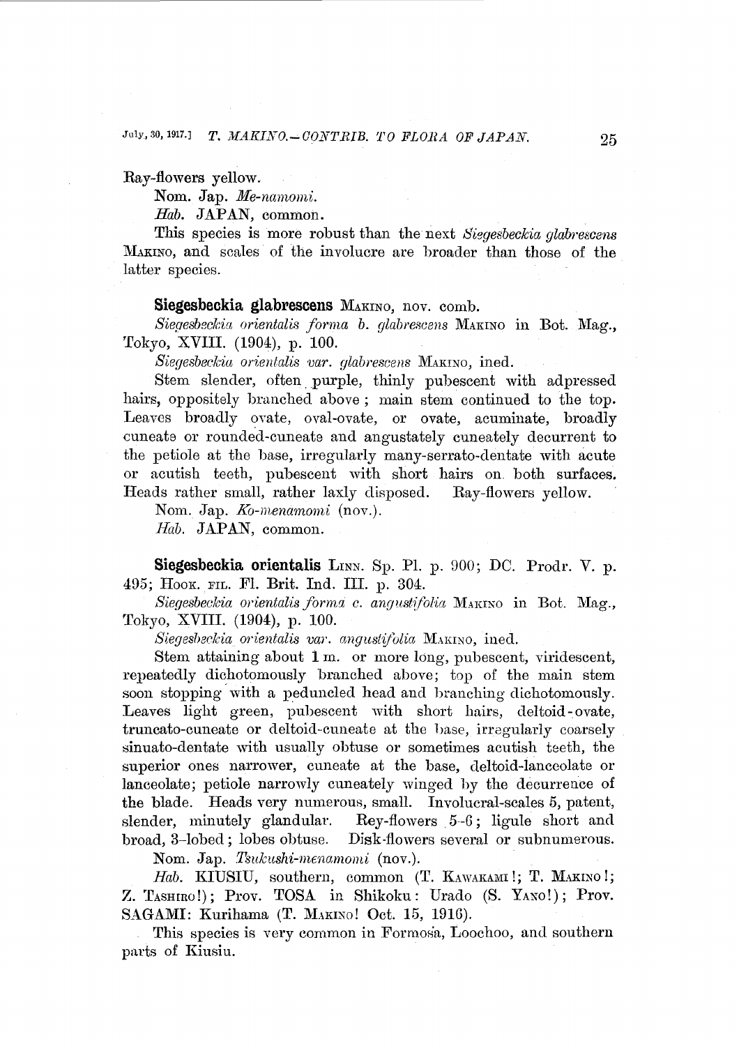Ray-flowers yellow.

Nom. Jap. *Me-namomi.*

*Hab.* JAPAN, common.

This species is more robust than the next *Siegesbeckia glabrescens* MAKINO, and scales of the involucre are broader than those of the latter species.

**Siegesbeckia glabrescens** MAKINO, nov. comb.

*Siegesbeckia orientalis forma b. glabrescens* MAKINO in Bot. Mag., Tokyo, XVIII. (1904), p. 100.

*Siegesbeckia orientalis var. glabrescens* MAKINO, ined.

Stem slender, often purple, thinly pubescent with adpressed hairs, oppositely branched above; main stem continued to the top. Leaves broadly ovate, oval-ovate, or ovate, acuminate, broadly cuneate or rounded-cuneate and angustately cuneately decurrent to the petiole at the base, irregularly many-serrato-dentate with acute or acutish teeth, pubescent with short hairs on both surfaces. Heads rather small, rather laxly disposed. Ray-flowers yellow.

Nom. Jap. *Ko-menamomi* (nov.).

*Hab.* JAPAN, common.

**Siegesbeckia orientalis** LINN. Sp. Pl. p. 900; DC. Prodr. V. p. 495; HOOK. FIL. Fl. Brit. Ind. III. p. 304.

*Siegesbeckia orientalis forma c. angustifolia* MAKINO in Bot. Mag., Tokyo, XVIII. (1904), p. 100.

*Siegesbeckia orientalis var. angustifolia* MAKINO, ined.

Stem attaining about 1 m. or more long, pubescent, viridescent, repeatedly dichotomously branched above; top of the main stem soon stopping with a peduncled head and branching dichotomously. Leaves light green, pubescent with short hairs, deltoid-ovate, truncato-cuneate or deltoid-cuneate at the base, irregularly coarsely sinuato-dentate with usually obtuse or sometimes acutish teeth, the superior ones narrower, cuneate at the base, deltoid-lanceolate or lanceolate; petiole narrowly cuneately winged by the decurrence of the blade. Heads very numerous, small. Involucral-scales 5, patent, slender, minutely glandular. Rey-flowers 5–6; ligule short and broad, 3-lobed; lobes obtuse. Disk-flowers several or subnumerous.

Nom. Jap. *Tsukushi-menamomi* (nov.).

*Hab.* KIUSIU, southern, common (T. KAWAKAMI!; T. MAKINO!; Z. TASHIRO!); Prov. TOSA in Shikoku: Urado (S. YANO!); Prov. SAGAMI: Kurihama (T. MAKINO! Oct. 15, 1916).

This species is very common in Formosa, Loochoo, and southern parts of Kiusiu.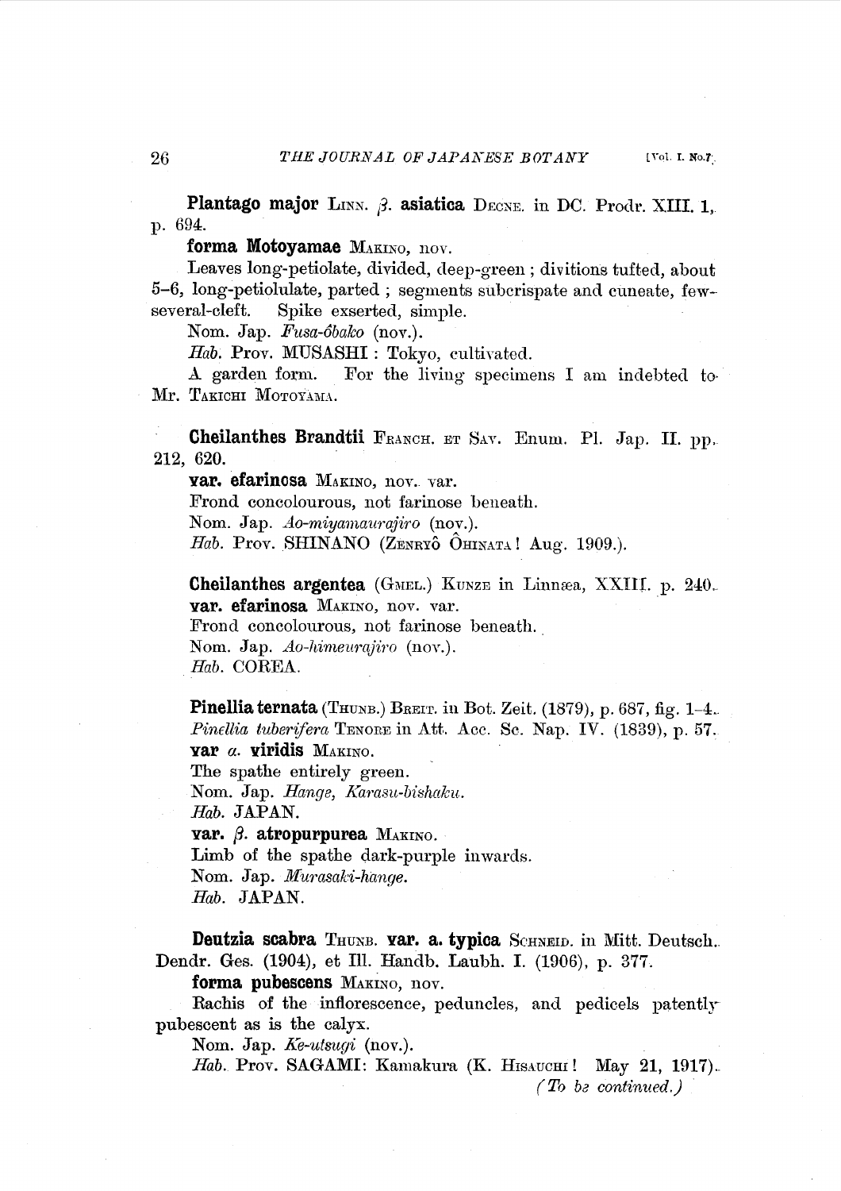**Plantago major** LINN. β. **asiatica** DECNE. in DC. Prodr. XIII. 1, p. 694.

**forma Motoyamae** MAKINO, nov.

Leaves long-petiolate, divided, deep-green ; divitions tufted, about 5–6, long-petiolulate, parted ; segments subcrispate and cuneate, few-several-cleft. Spike exserted, simple.

Nom. Jap. *Fusa-ôbako* (nov.).

*Hab.* Prov. MUSASHI : Tokyo, cultivated.

A garden form. For the living specimens I am indebted to Mr. TAKICHI MOTOYAMA.

**Cheilanthes Brandtii** FRANCH. ET SAV. Enum. Pl. Jap. II. pp. 212, 620.

**var. efarinosa** MAKINO, nov. var.

Frond concolourous, not farinose beneath.

Nom. Jap. *Ao-miyamaurajiro* (nov.).

*Hab.* Prov. SHINANO (ZENRYÔ ÔHINATA ! Aug. 1909.).

**Cheilanthes argentea** (GMEL.) KUNZE in Linnæa, XXIII. p. 240.

**var. efarinosa** MAKINO, nov. var.

Frond concolourous, not farinose beneath.

Nom. Jap. *Ao-himeurajiro* (nov.).

*Hab.* COREA.

**Pinellia ternata** (THUNB.) BREIT. in Bot. Zeit. (1879), p. 687, fig. 1–4.

*Pinellia tuberifera* TENORE in Att. Acc. Sc. Nap. IV. (1839), p. 57.

**var** α. **viridis** MAKINO.

The spathe entirely green.

Nom. Jap. *Hange, Karasu-bishaku.*

*Hab.* JAPAN.

**var.** β. **atropurpurea** MAKINO.

Limb of the spathe dark-purple inwards.

Nom. Jap. *Murasaki-hange.*

*Hab.* JAPAN.

**Deutzia scabra** THUNB. **var. a. typica** SCHNEID. in Mitt. Deutsch. Dendr. Ges. (1904), et Ill. Handb. Laubh. I. (1906), p. 377.

**forma pubescens** MAKINO, nov.

Rachis of the inflorescence, peduncles, and pedicels patently pubescent as is the calyx.

Nom. Jap. *Ke-utsugi* (nov.).

*Hab.* Prov. SAGAMI: Kamakura (K. HISAUCHI ! May 21, 1917).

*(To be continued.)*